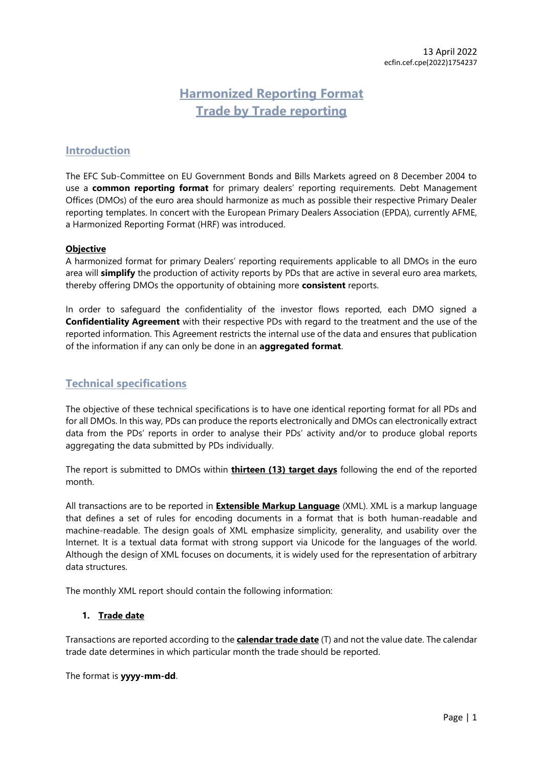13 April 2022
ecfin.cef.cpe(2022)1754237

# Harmonized Reporting Format
# Trade by Trade reporting

## Introduction

The EFC Sub-Committee on EU Government Bonds and Bills Markets agreed on 8 December 2004 to use a **common reporting format** for primary dealers' reporting requirements. Debt Management Offices (DMOs) of the euro area should harmonize as much as possible their respective Primary Dealer reporting templates. In concert with the European Primary Dealers Association (EPDA), currently AFME, a Harmonized Reporting Format (HRF) was introduced.

**Objective**
A harmonized format for primary Dealers' reporting requirements applicable to all DMOs in the euro area will **simplify** the production of activity reports by PDs that are active in several euro area markets, thereby offering DMOs the opportunity of obtaining more **consistent** reports.

In order to safeguard the confidentiality of the investor flows reported, each DMO signed a **Confidentiality Agreement** with their respective PDs with regard to the treatment and the use of the reported information. This Agreement restricts the internal use of the data and ensures that publication of the information if any can only be done in an **aggregated format**.

## Technical specifications

The objective of these technical specifications is to have one identical reporting format for all PDs and for all DMOs. In this way, PDs can produce the reports electronically and DMOs can electronically extract data from the PDs' reports in order to analyse their PDs' activity and/or to produce global reports aggregating the data submitted by PDs individually.

The report is submitted to DMOs within **thirteen (13) target days** following the end of the reported month.

All transactions are to be reported in **Extensible Markup Language** (XML). XML is a markup language that defines a set of rules for encoding documents in a format that is both human-readable and machine-readable. The design goals of XML emphasize simplicity, generality, and usability over the Internet. It is a textual data format with strong support via Unicode for the languages of the world. Although the design of XML focuses on documents, it is widely used for the representation of arbitrary data structures.

The monthly XML report should contain the following information:

### 1. Trade date

Transactions are reported according to the **calendar trade date** (T) and not the value date. The calendar trade date determines in which particular month the trade should be reported.

The format is **yyyy-mm-dd**.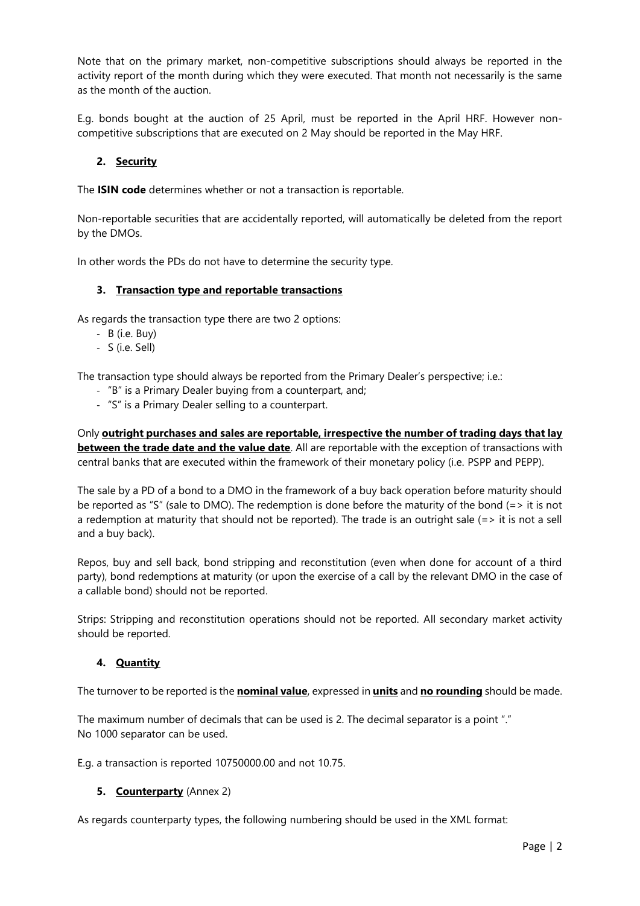Note that on the primary market, non-competitive subscriptions should always be reported in the activity report of the month during which they were executed. That month not necessarily is the same as the month of the auction.

E.g. bonds bought at the auction of 25 April, must be reported in the April HRF. However non-competitive subscriptions that are executed on 2 May should be reported in the May HRF.

## 2. Security

The **ISIN code** determines whether or not a transaction is reportable.

Non-reportable securities that are accidentally reported, will automatically be deleted from the report by the DMOs.

In other words the PDs do not have to determine the security type.

## 3. Transaction type and reportable transactions

As regards the transaction type there are two 2 options:

- B (i.e. Buy)
- S (i.e. Sell)

The transaction type should always be reported from the Primary Dealer's perspective; i.e.:

- "B" is a Primary Dealer buying from a counterpart, and;
- "S" is a Primary Dealer selling to a counterpart.

Only **outright purchases and sales are reportable, irrespective the number of trading days that lay between the trade date and the value date**. All are reportable with the exception of transactions with central banks that are executed within the framework of their monetary policy (i.e. PSPP and PEPP).

The sale by a PD of a bond to a DMO in the framework of a buy back operation before maturity should be reported as "S" (sale to DMO). The redemption is done before the maturity of the bond (=> it is not a redemption at maturity that should not be reported). The trade is an outright sale (=> it is not a sell and a buy back).

Repos, buy and sell back, bond stripping and reconstitution (even when done for account of a third party), bond redemptions at maturity (or upon the exercise of a call by the relevant DMO in the case of a callable bond) should not be reported.

Strips: Stripping and reconstitution operations should not be reported. All secondary market activity should be reported.

## 4. Quantity

The turnover to be reported is the **nominal value**, expressed in **units** and **no rounding** should be made.

The maximum number of decimals that can be used is 2. The decimal separator is a point "."
No 1000 separator can be used.

E.g. a transaction is reported 10750000.00 and not 10.75.

## 5. Counterparty (Annex 2)

As regards counterparty types, the following numbering should be used in the XML format: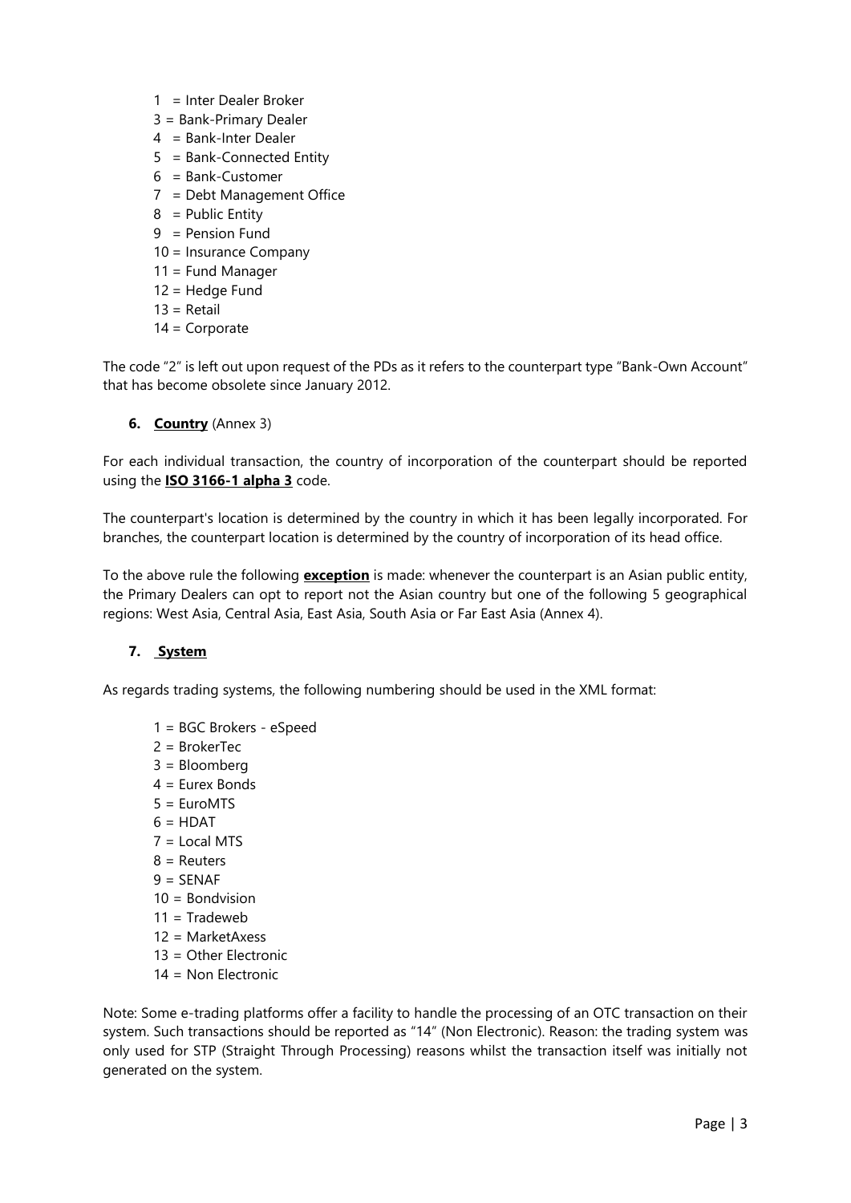- 1 = Inter Dealer Broker
- 3 = Bank-Primary Dealer
- 4 = Bank-Inter Dealer
- 5 = Bank-Connected Entity
- 6 = Bank-Customer
- 7 = Debt Management Office
- 8 = Public Entity
- 9 = Pension Fund
- 10 = Insurance Company
- 11 = Fund Manager
- 12 = Hedge Fund
- 13 = Retail
- 14 = Corporate

The code "2" is left out upon request of the PDs as it refers to the counterpart type "Bank-Own Account" that has become obsolete since January 2012.

**6. Country** (Annex 3)

For each individual transaction, the country of incorporation of the counterpart should be reported using the **ISO 3166-1 alpha 3** code.

The counterpart's location is determined by the country in which it has been legally incorporated. For branches, the counterpart location is determined by the country of incorporation of its head office.

To the above rule the following **exception** is made: whenever the counterpart is an Asian public entity, the Primary Dealers can opt to report not the Asian country but one of the following 5 geographical regions: West Asia, Central Asia, East Asia, South Asia or Far East Asia (Annex 4).

**7. System**

As regards trading systems, the following numbering should be used in the XML format:

- 1 = BGC Brokers - eSpeed
- 2 = BrokerTec
- 3 = Bloomberg
- 4 = Eurex Bonds
- 5 = EuroMTS
- 6 = HDAT
- 7 = Local MTS
- 8 = Reuters
- 9 = SENAF
- 10 = Bondvision
- 11 = Tradeweb
- 12 = MarketAxess
- 13 = Other Electronic
- 14 = Non Electronic

Note: Some e-trading platforms offer a facility to handle the processing of an OTC transaction on their system. Such transactions should be reported as "14" (Non Electronic). Reason: the trading system was only used for STP (Straight Through Processing) reasons whilst the transaction itself was initially not generated on the system.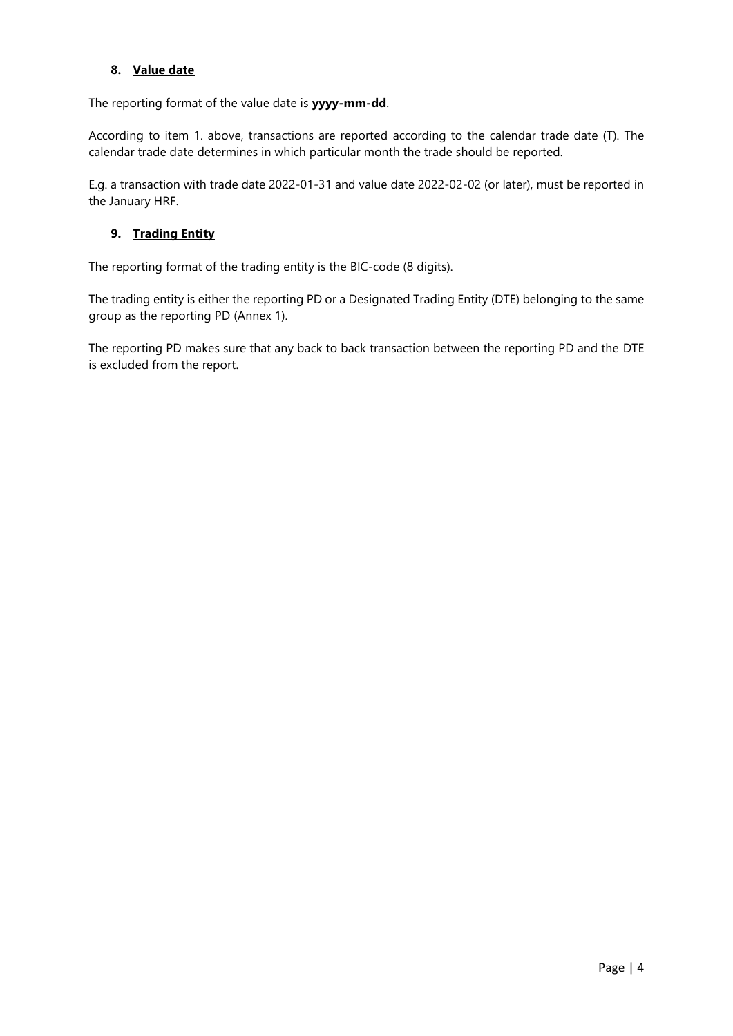### 8. Value date

The reporting format of the value date is **yyyy-mm-dd**.

According to item 1. above, transactions are reported according to the calendar trade date (T). The calendar trade date determines in which particular month the trade should be reported.

E.g. a transaction with trade date 2022-01-31 and value date 2022-02-02 (or later), must be reported in the January HRF.

### 9. Trading Entity

The reporting format of the trading entity is the BIC-code (8 digits).

The trading entity is either the reporting PD or a Designated Trading Entity (DTE) belonging to the same group as the reporting PD (Annex 1).

The reporting PD makes sure that any back to back transaction between the reporting PD and the DTE is excluded from the report.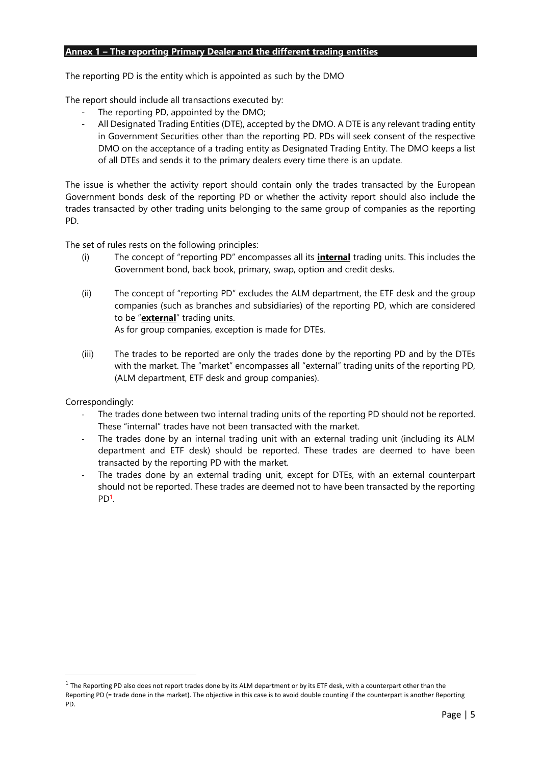## Annex 1 – The reporting Primary Dealer and the different trading entities

The reporting PD is the entity which is appointed as such by the DMO

The report should include all transactions executed by:

- The reporting PD, appointed by the DMO;
- All Designated Trading Entities (DTE), accepted by the DMO. A DTE is any relevant trading entity in Government Securities other than the reporting PD. PDs will seek consent of the respective DMO on the acceptance of a trading entity as Designated Trading Entity. The DMO keeps a list of all DTEs and sends it to the primary dealers every time there is an update.

The issue is whether the activity report should contain only the trades transacted by the European Government bonds desk of the reporting PD or whether the activity report should also include the trades transacted by other trading units belonging to the same group of companies as the reporting PD.

The set of rules rests on the following principles:

(i) The concept of "reporting PD" encompasses all its **internal** trading units. This includes the Government bond, back book, primary, swap, option and credit desks.

(ii) The concept of "reporting PD" excludes the ALM department, the ETF desk and the group companies (such as branches and subsidiaries) of the reporting PD, which are considered to be "**external**" trading units.
As for group companies, exception is made for DTEs.

(iii) The trades to be reported are only the trades done by the reporting PD and by the DTEs with the market. The "market" encompasses all "external" trading units of the reporting PD, (ALM department, ETF desk and group companies).

Correspondingly:

- The trades done between two internal trading units of the reporting PD should not be reported. These "internal" trades have not been transacted with the market.
- The trades done by an internal trading unit with an external trading unit (including its ALM department and ETF desk) should be reported. These trades are deemed to have been transacted by the reporting PD with the market.
- The trades done by an external trading unit, except for DTEs, with an external counterpart should not be reported. These trades are deemed not to have been transacted by the reporting PD[1].

[1] The Reporting PD also does not report trades done by its ALM department or by its ETF desk, with a counterpart other than the Reporting PD (= trade done in the market). The objective in this case is to avoid double counting if the counterpart is another Reporting PD.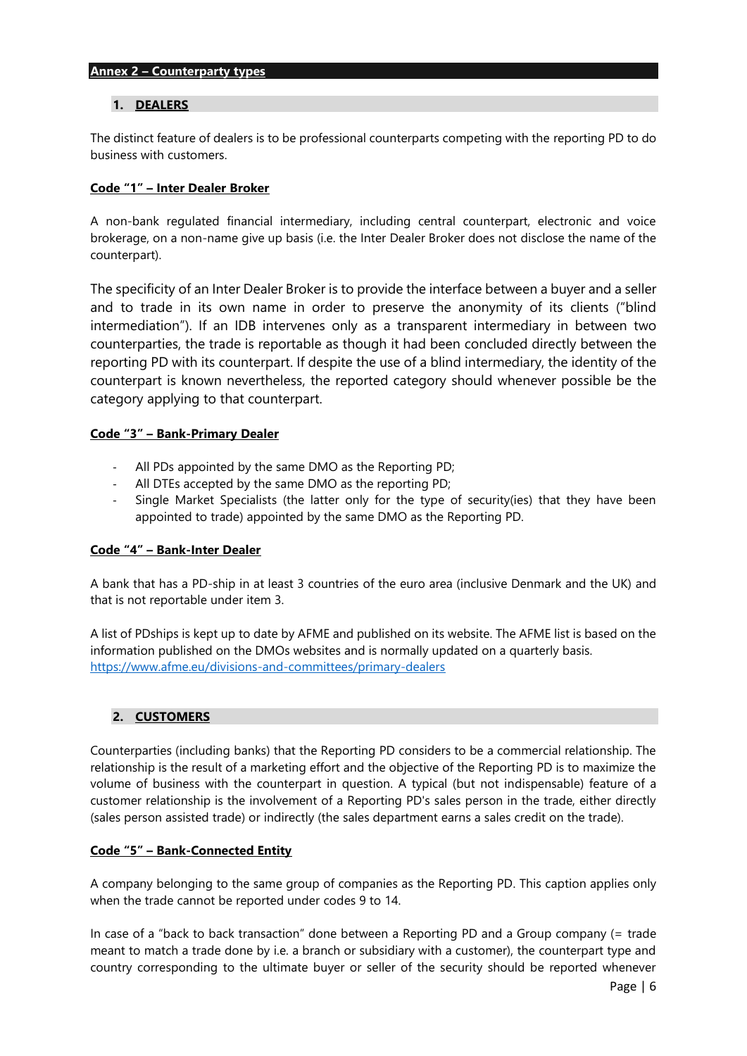# Annex 2 – Counterparty types

## 1. DEALERS

The distinct feature of dealers is to be professional counterparts competing with the reporting PD to do business with customers.

### Code "1" – Inter Dealer Broker

A non-bank regulated financial intermediary, including central counterpart, electronic and voice brokerage, on a non-name give up basis (i.e. the Inter Dealer Broker does not disclose the name of the counterpart).

The specificity of an Inter Dealer Broker is to provide the interface between a buyer and a seller and to trade in its own name in order to preserve the anonymity of its clients ("blind intermediation"). If an IDB intervenes only as a transparent intermediary in between two counterparties, the trade is reportable as though it had been concluded directly between the reporting PD with its counterpart. If despite the use of a blind intermediary, the identity of the counterpart is known nevertheless, the reported category should whenever possible be the category applying to that counterpart.

### Code "3" – Bank-Primary Dealer

- All PDs appointed by the same DMO as the Reporting PD;
- All DTEs accepted by the same DMO as the reporting PD;
- Single Market Specialists (the latter only for the type of security(ies) that they have been appointed to trade) appointed by the same DMO as the Reporting PD.

### Code "4" – Bank-Inter Dealer

A bank that has a PD-ship in at least 3 countries of the euro area (inclusive Denmark and the UK) and that is not reportable under item 3.

A list of PDships is kept up to date by AFME and published on its website. The AFME list is based on the information published on the DMOs websites and is normally updated on a quarterly basis.
https://www.afme.eu/divisions-and-committees/primary-dealers

## 2. CUSTOMERS

Counterparties (including banks) that the Reporting PD considers to be a commercial relationship. The relationship is the result of a marketing effort and the objective of the Reporting PD is to maximize the volume of business with the counterpart in question. A typical (but not indispensable) feature of a customer relationship is the involvement of a Reporting PD's sales person in the trade, either directly (sales person assisted trade) or indirectly (the sales department earns a sales credit on the trade).

### Code "5" – Bank-Connected Entity

A company belonging to the same group of companies as the Reporting PD. This caption applies only when the trade cannot be reported under codes 9 to 14.

In case of a "back to back transaction" done between a Reporting PD and a Group company (= trade meant to match a trade done by i.e. a branch or subsidiary with a customer), the counterparty type and country corresponding to the ultimate buyer or seller of the security should be reported whenever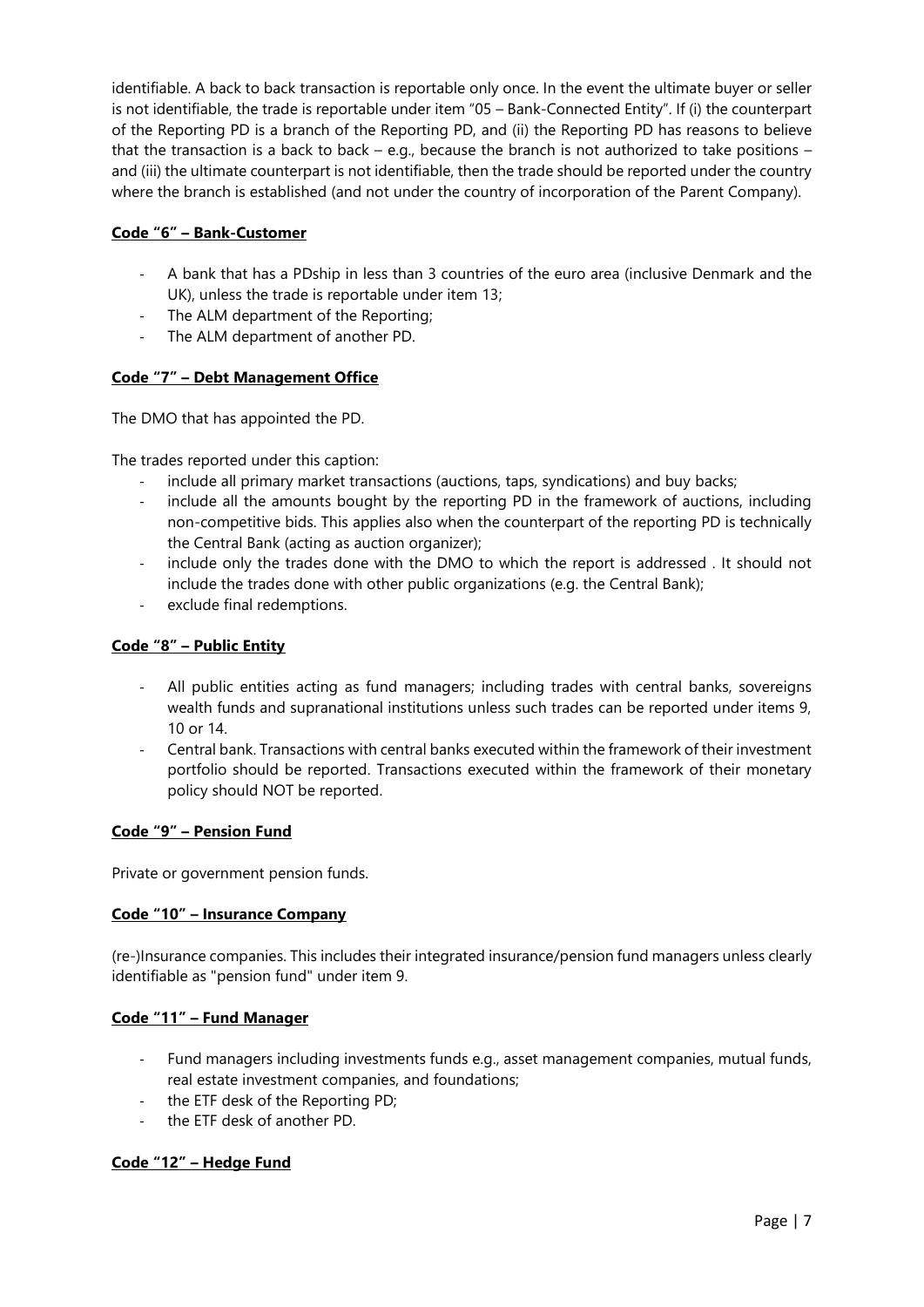identifiable. A back to back transaction is reportable only once. In the event the ultimate buyer or seller is not identifiable, the trade is reportable under item "05 – Bank-Connected Entity". If (i) the counterpart of the Reporting PD is a branch of the Reporting PD, and (ii) the Reporting PD has reasons to believe that the transaction is a back to back – e.g., because the branch is not authorized to take positions – and (iii) the ultimate counterpart is not identifiable, then the trade should be reported under the country where the branch is established (and not under the country of incorporation of the Parent Company).

**Code "6" – Bank-Customer**

- A bank that has a PDship in less than 3 countries of the euro area (inclusive Denmark and the UK), unless the trade is reportable under item 13;
- The ALM department of the Reporting;
- The ALM department of another PD.

**Code "7" – Debt Management Office**

The DMO that has appointed the PD.

The trades reported under this caption:

- include all primary market transactions (auctions, taps, syndications) and buy backs;
- include all the amounts bought by the reporting PD in the framework of auctions, including non-competitive bids. This applies also when the counterpart of the reporting PD is technically the Central Bank (acting as auction organizer);
- include only the trades done with the DMO to which the report is addressed . It should not include the trades done with other public organizations (e.g. the Central Bank);
- exclude final redemptions.

**Code "8" – Public Entity**

- All public entities acting as fund managers; including trades with central banks, sovereigns wealth funds and supranational institutions unless such trades can be reported under items 9, 10 or 14.
- Central bank. Transactions with central banks executed within the framework of their investment portfolio should be reported. Transactions executed within the framework of their monetary policy should NOT be reported.

**Code "9" – Pension Fund**

Private or government pension funds.

**Code "10" – Insurance Company**

(re-)Insurance companies. This includes their integrated insurance/pension fund managers unless clearly identifiable as "pension fund" under item 9.

**Code "11" – Fund Manager**

- Fund managers including investments funds e.g., asset management companies, mutual funds, real estate investment companies, and foundations;
- the ETF desk of the Reporting PD;
- the ETF desk of another PD.

**Code "12" – Hedge Fund**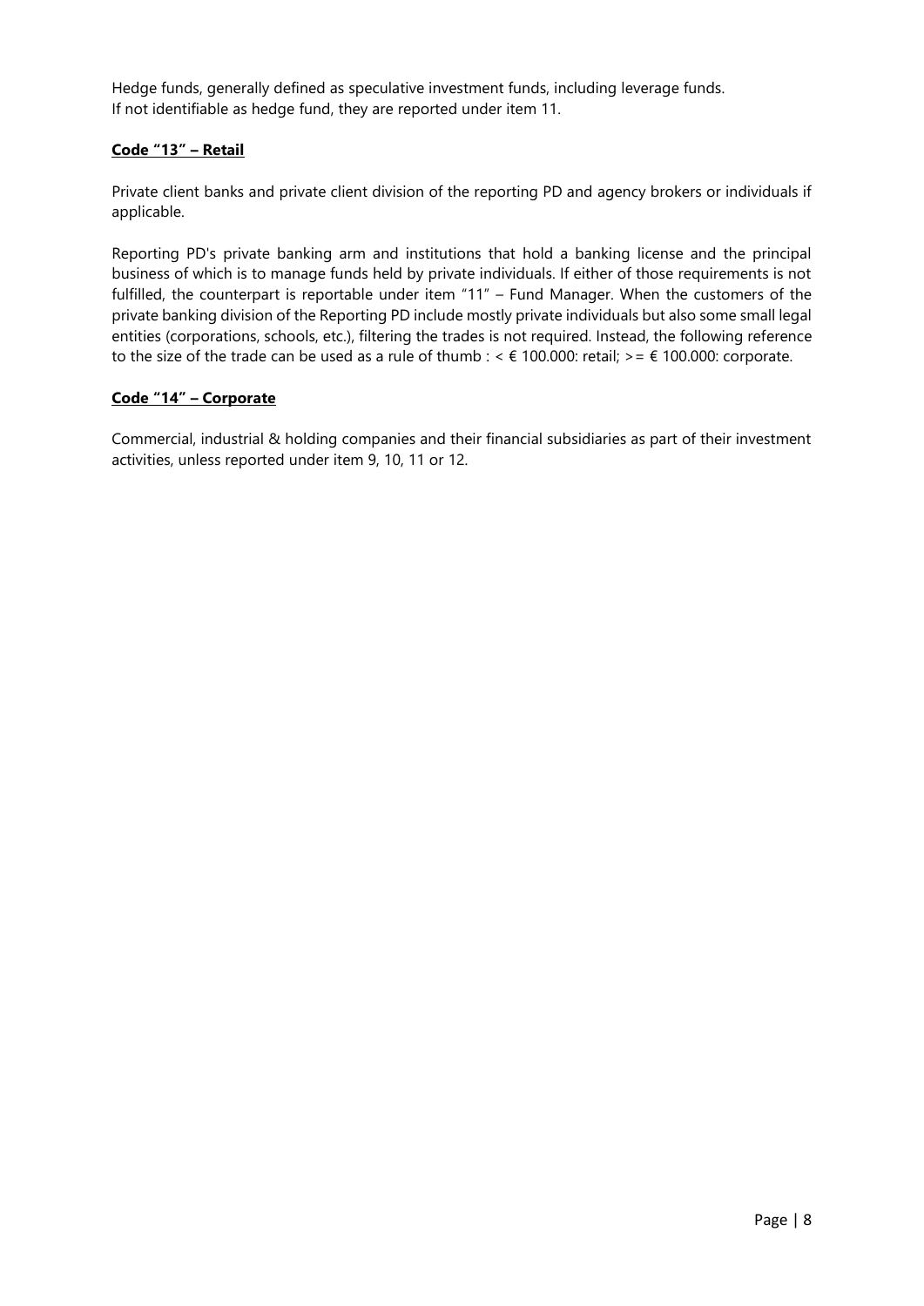Hedge funds, generally defined as speculative investment funds, including leverage funds.
If not identifiable as hedge fund, they are reported under item 11.

**Code "13" – Retail**

Private client banks and private client division of the reporting PD and agency brokers or individuals if applicable.

Reporting PD's private banking arm and institutions that hold a banking license and the principal business of which is to manage funds held by private individuals. If either of those requirements is not fulfilled, the counterpart is reportable under item "11" – Fund Manager. When the customers of the private banking division of the Reporting PD include mostly private individuals but also some small legal entities (corporations, schools, etc.), filtering the trades is not required. Instead, the following reference to the size of the trade can be used as a rule of thumb : < € 100.000: retail; >= € 100.000: corporate.

**Code "14" – Corporate**

Commercial, industrial & holding companies and their financial subsidiaries as part of their investment activities, unless reported under item 9, 10, 11 or 12.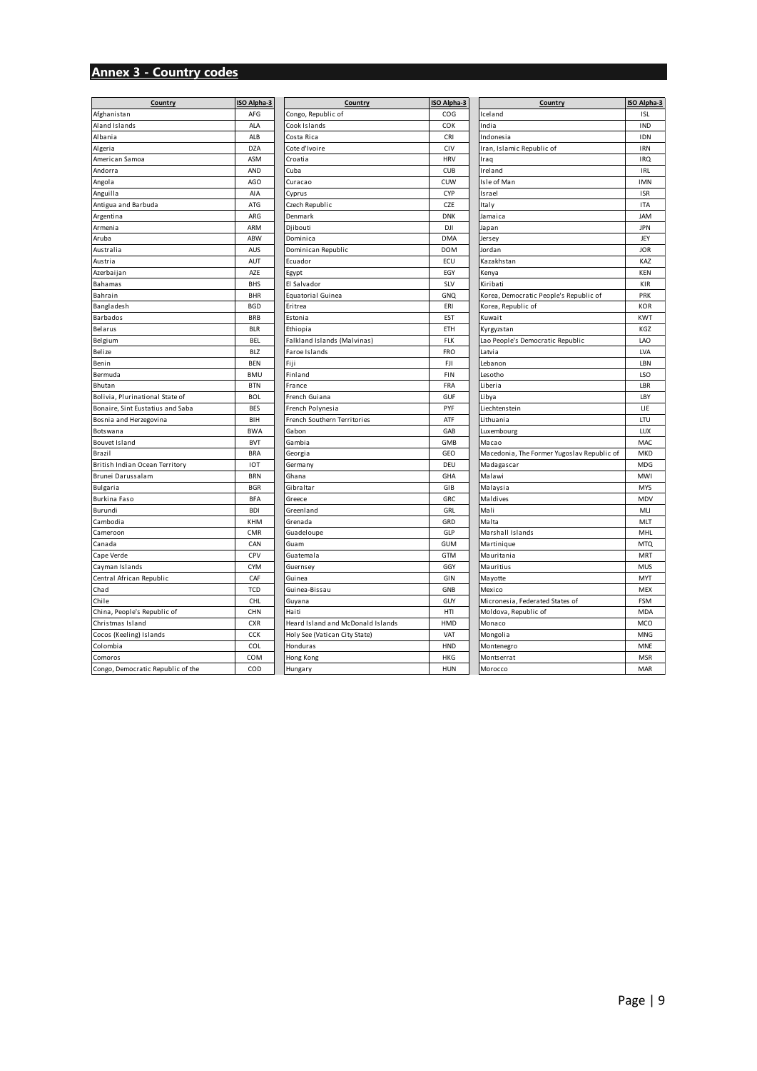## Annex 3 - Country codes

| Country | ISO Alpha-3 |
|---|---|
| Afghanistan | AFG |
| Aland Islands | ALA |
| Albania | ALB |
| Algeria | DZA |
| American Samoa | ASM |
| Andorra | AND |
| Angola | AGO |
| Anguilla | AIA |
| Antigua and Barbuda | ATG |
| Argentina | ARG |
| Armenia | ARM |
| Aruba | ABW |
| Australia | AUS |
| Austria | AUT |
| Azerbaijan | AZE |
| Bahamas | BHS |
| Bahrain | BHR |
| Bangladesh | BGD |
| Barbados | BRB |
| Belarus | BLR |
| Belgium | BEL |
| Belize | BLZ |
| Benin | BEN |
| Bermuda | BMU |
| Bhutan | BTN |
| Bolivia, Plurinational State of | BOL |
| Bonaire, Sint Eustatius and Saba | BES |
| Bosnia and Herzegovina | BIH |
| Botswana | BWA |
| Bouvet Island | BVT |
| Brazil | BRA |
| British Indian Ocean Territory | IOT |
| Brunei Darussalam | BRN |
| Bulgaria | BGR |
| Burkina Faso | BFA |
| Burundi | BDI |
| Cambodia | KHM |
| Cameroon | CMR |
| Canada | CAN |
| Cape Verde | CPV |
| Cayman Islands | CYM |
| Central African Republic | CAF |
| Chad | TCD |
| Chile | CHL |
| China, People's Republic of | CHN |
| Christmas Island | CXR |
| Cocos (Keeling) Islands | CCK |
| Colombia | COL |
| Comoros | COM |
| Congo, Democratic Republic of the | COD |
| Congo, Republic of | COG |
| Cook Islands | COK |
| Costa Rica | CRI |
| Cote d'Ivoire | CIV |
| Croatia | HRV |
| Cuba | CUB |
| Curacao | CUW |
| Cyprus | CYP |
| Czech Republic | CZE |
| Denmark | DNK |
| Djibouti | DJI |
| Dominica | DMA |
| Dominican Republic | DOM |
| Ecuador | ECU |
| Egypt | EGY |
| El Salvador | SLV |
| Equatorial Guinea | GNQ |
| Eritrea | ERI |
| Estonia | EST |
| Ethiopia | ETH |
| Falkland Islands (Malvinas) | FLK |
| Faroe Islands | FRO |
| Fiji | FJI |
| Finland | FIN |
| France | FRA |
| French Guiana | GUF |
| French Polynesia | PYF |
| French Southern Territories | ATF |
| Gabon | GAB |
| Gambia | GMB |
| Georgia | GEO |
| Germany | DEU |
| Ghana | GHA |
| Gibraltar | GIB |
| Greece | GRC |
| Greenland | GRL |
| Grenada | GRD |
| Guadeloupe | GLP |
| Guam | GUM |
| Guatemala | GTM |
| Guernsey | GGY |
| Guinea | GIN |
| Guinea-Bissau | GNB |
| Guyana | GUY |
| Haiti | HTI |
| Heard Island and McDonald Islands | HMD |
| Holy See (Vatican City State) | VAT |
| Honduras | HND |
| Hong Kong | HKG |
| Hungary | HUN |
| Iceland | ISL |
| India | IND |
| Indonesia | IDN |
| Iran, Islamic Republic of | IRN |
| Iraq | IRQ |
| Ireland | IRL |
| Isle of Man | IMN |
| Israel | ISR |
| Italy | ITA |
| Jamaica | JAM |
| Japan | JPN |
| Jersey | JEY |
| Jordan | JOR |
| Kazakhstan | KAZ |
| Kenya | KEN |
| Kiribati | KIR |
| Korea, Democratic People's Republic of | PRK |
| Korea, Republic of | KOR |
| Kuwait | KWT |
| Kyrgyzstan | KGZ |
| Lao People's Democratic Republic | LAO |
| Latvia | LVA |
| Lebanon | LBN |
| Lesotho | LSO |
| Liberia | LBR |
| Libya | LBY |
| Liechtenstein | LIE |
| Lithuania | LTU |
| Luxembourg | LUX |
| Macao | MAC |
| Macedonia, The Former Yugoslav Republic of | MKD |
| Madagascar | MDG |
| Malawi | MWI |
| Malaysia | MYS |
| Maldives | MDV |
| Mali | MLI |
| Malta | MLT |
| Marshall Islands | MHL |
| Martinique | MTQ |
| Mauritania | MRT |
| Mauritius | MUS |
| Mayotte | MYT |
| Mexico | MEX |
| Micronesia, Federated States of | FSM |
| Moldova, Republic of | MDA |
| Monaco | MCO |
| Mongolia | MNG |
| Montenegro | MNE |
| Montserrat | MSR |
| Morocco | MAR |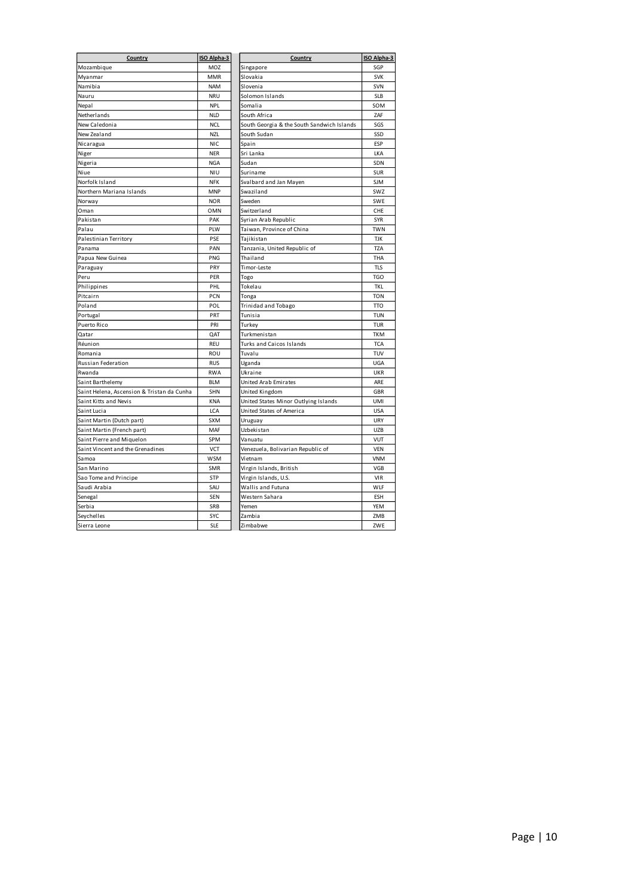| Country | ISO Alpha-3 |
|---|---|
| Mozambique | MOZ |
| Myanmar | MMR |
| Namibia | NAM |
| Nauru | NRU |
| Nepal | NPL |
| Netherlands | NLD |
| New Caledonia | NCL |
| New Zealand | NZL |
| Nicaragua | NIC |
| Niger | NER |
| Nigeria | NGA |
| Niue | NIU |
| Norfolk Island | NFK |
| Northern Mariana Islands | MNP |
| Norway | NOR |
| Oman | OMN |
| Pakistan | PAK |
| Palau | PLW |
| Palestinian Territory | PSE |
| Panama | PAN |
| Papua New Guinea | PNG |
| Paraguay | PRY |
| Peru | PER |
| Philippines | PHL |
| Pitcairn | PCN |
| Poland | POL |
| Portugal | PRT |
| Puerto Rico | PRI |
| Qatar | QAT |
| Réunion | REU |
| Romania | ROU |
| Russian Federation | RUS |
| Rwanda | RWA |
| Saint Barthelemy | BLM |
| Saint Helena, Ascension & Tristan da Cunha | SHN |
| Saint Kitts and Nevis | KNA |
| Saint Lucia | LCA |
| Saint Martin (Dutch part) | SXM |
| Saint Martin (French part) | MAF |
| Saint Pierre and Miquelon | SPM |
| Saint Vincent and the Grenadines | VCT |
| Samoa | WSM |
| San Marino | SMR |
| Sao Tome and Principe | STP |
| Saudi Arabia | SAU |
| Senegal | SEN |
| Serbia | SRB |
| Seychelles | SYC |
| Sierra Leone | SLE |
| Singapore | SGP |
| Slovakia | SVK |
| Slovenia | SVN |
| Solomon Islands | SLB |
| Somalia | SOM |
| South Africa | ZAF |
| South Georgia & the South Sandwich Islands | SGS |
| South Sudan | SSD |
| Spain | ESP |
| Sri Lanka | LKA |
| Sudan | SDN |
| Suriname | SUR |
| Svalbard and Jan Mayen | SJM |
| Swaziland | SWZ |
| Sweden | SWE |
| Switzerland | CHE |
| Syrian Arab Republic | SYR |
| Taiwan, Province of China | TWN |
| Tajikistan | TJK |
| Tanzania, United Republic of | TZA |
| Thailand | THA |
| Timor-Leste | TLS |
| Togo | TGO |
| Tokelau | TKL |
| Tonga | TON |
| Trinidad and Tobago | TTO |
| Tunisia | TUN |
| Turkey | TUR |
| Turkmenistan | TKM |
| Turks and Caicos Islands | TCA |
| Tuvalu | TUV |
| Uganda | UGA |
| Ukraine | UKR |
| United Arab Emirates | ARE |
| United Kingdom | GBR |
| United States Minor Outlying Islands | UMI |
| United States of America | USA |
| Uruguay | URY |
| Uzbekistan | UZB |
| Vanuatu | VUT |
| Venezuela, Bolivarian Republic of | VEN |
| Vietnam | VNM |
| Virgin Islands, British | VGB |
| Virgin Islands, U.S. | VIR |
| Wallis and Futuna | WLF |
| Western Sahara | ESH |
| Yemen | YEM |
| Zambia | ZMB |
| Zimbabwe | ZWE |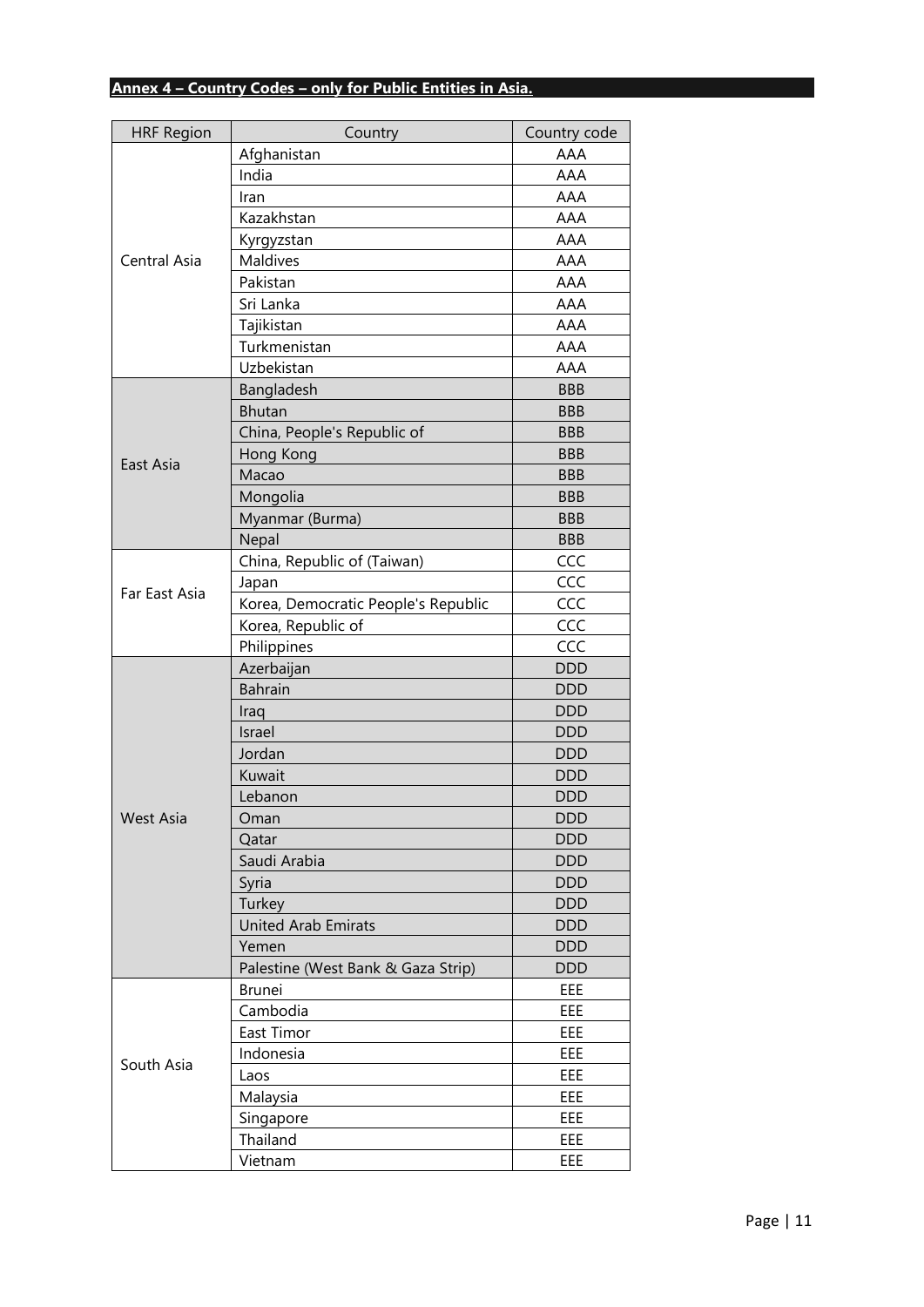**Annex 4 – Country Codes – only for Public Entities in Asia.**

| HRF Region | Country | Country code |
|---|---|---|
| Central Asia | Afghanistan | AAA |
| | India | AAA |
| | Iran | AAA |
| | Kazakhstan | AAA |
| | Kyrgyzstan | AAA |
| | Maldives | AAA |
| | Pakistan | AAA |
| | Sri Lanka | AAA |
| | Tajikistan | AAA |
| | Turkmenistan | AAA |
| | Uzbekistan | AAA |
| East Asia | Bangladesh | BBB |
| | Bhutan | BBB |
| | China, People's Republic of | BBB |
| | Hong Kong | BBB |
| | Macao | BBB |
| | Mongolia | BBB |
| | Myanmar (Burma) | BBB |
| | Nepal | BBB |
| Far East Asia | China, Republic of (Taiwan) | CCC |
| | Japan | CCC |
| | Korea, Democratic People's Republic | CCC |
| | Korea, Republic of | CCC |
| | Philippines | CCC |
| West Asia | Azerbaijan | DDD |
| | Bahrain | DDD |
| | Iraq | DDD |
| | Israel | DDD |
| | Jordan | DDD |
| | Kuwait | DDD |
| | Lebanon | DDD |
| | Oman | DDD |
| | Qatar | DDD |
| | Saudi Arabia | DDD |
| | Syria | DDD |
| | Turkey | DDD |
| | United Arab Emirats | DDD |
| | Yemen | DDD |
| | Palestine (West Bank & Gaza Strip) | DDD |
| South Asia | Brunei | EEE |
| | Cambodia | EEE |
| | East Timor | EEE |
| | Indonesia | EEE |
| | Laos | EEE |
| | Malaysia | EEE |
| | Singapore | EEE |
| | Thailand | EEE |
| | Vietnam | EEE |